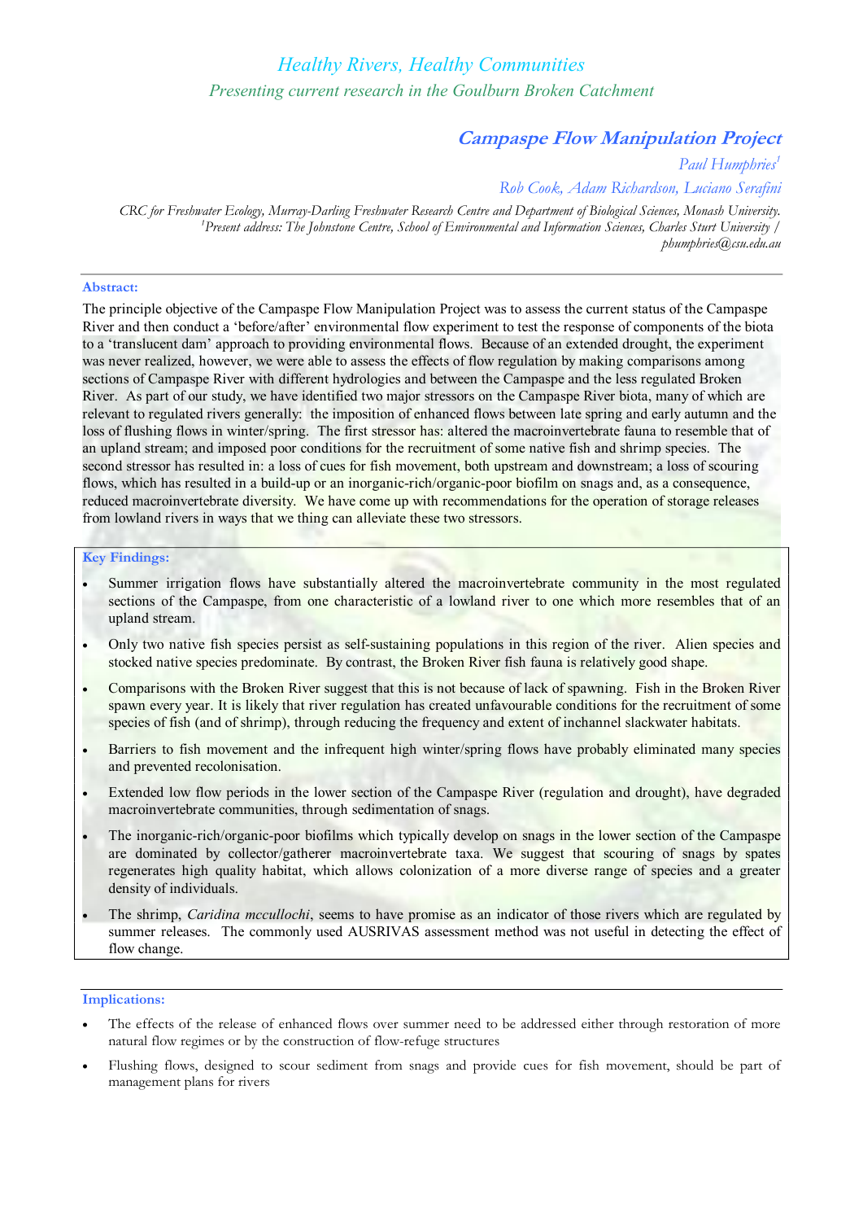# Healthy Rivers, Healthy Communities

*Presenting current research in the Goulburn Broken Catchment*

## Campaspe Flow Manipulation Project

*Paul Humphries[1]*

*Rob Cook, Adam Richardson, Luciano Serafini*

*CRC for Freshwater Ecology, Murray-Darling Freshwater Research Centre and Department of Biological Sciences, Monash University.*
*[1]Present address: The Johnstone Centre, School of Environmental and Information Sciences, Charles Sturt University / phumphries@csu.edu.au*

### Abstract:

The principle objective of the Campaspe Flow Manipulation Project was to assess the current status of the Campaspe River and then conduct a 'before/after' environmental flow experiment to test the response of components of the biota to a 'translucent dam' approach to providing environmental flows. Because of an extended drought, the experiment was never realized, however, we were able to assess the effects of flow regulation by making comparisons among sections of Campaspe River with different hydrologies and between the Campaspe and the less regulated Broken River. As part of our study, we have identified two major stressors on the Campaspe River biota, many of which are relevant to regulated rivers generally: the imposition of enhanced flows between late spring and early autumn and the loss of flushing flows in winter/spring. The first stressor has: altered the macroinvertebrate fauna to resemble that of an upland stream; and imposed poor conditions for the recruitment of some native fish and shrimp species. The second stressor has resulted in: a loss of cues for fish movement, both upstream and downstream; a loss of scouring flows, which has resulted in a build-up or an inorganic-rich/organic-poor biofilm on snags and, as a consequence, reduced macroinvertebrate diversity. We have come up with recommendations for the operation of storage releases from lowland rivers in ways that we thing can alleviate these two stressors.

### Key Findings:

- Summer irrigation flows have substantially altered the macroinvertebrate community in the most regulated sections of the Campaspe, from one characteristic of a lowland river to one which more resembles that of an upland stream.
- Only two native fish species persist as self-sustaining populations in this region of the river. Alien species and stocked native species predominate. By contrast, the Broken River fish fauna is relatively good shape.
- Comparisons with the Broken River suggest that this is not because of lack of spawning. Fish in the Broken River spawn every year. It is likely that river regulation has created unfavourable conditions for the recruitment of some species of fish (and of shrimp), through reducing the frequency and extent of inchannel slackwater habitats.
- Barriers to fish movement and the infrequent high winter/spring flows have probably eliminated many species and prevented recolonisation.
- Extended low flow periods in the lower section of the Campaspe River (regulation and drought), have degraded macroinvertebrate communities, through sedimentation of snags.
- The inorganic-rich/organic-poor biofilms which typically develop on snags in the lower section of the Campaspe are dominated by collector/gatherer macroinvertebrate taxa. We suggest that scouring of snags by spates regenerates high quality habitat, which allows colonization of a more diverse range of species and a greater density of individuals.
- The shrimp, *Caridina mccullochi*, seems to have promise as an indicator of those rivers which are regulated by summer releases. The commonly used AUSRIVAS assessment method was not useful in detecting the effect of flow change.

### Implications:

- The effects of the release of enhanced flows over summer need to be addressed either through restoration of more natural flow regimes or by the construction of flow-refuge structures
- Flushing flows, designed to scour sediment from snags and provide cues for fish movement, should be part of management plans for rivers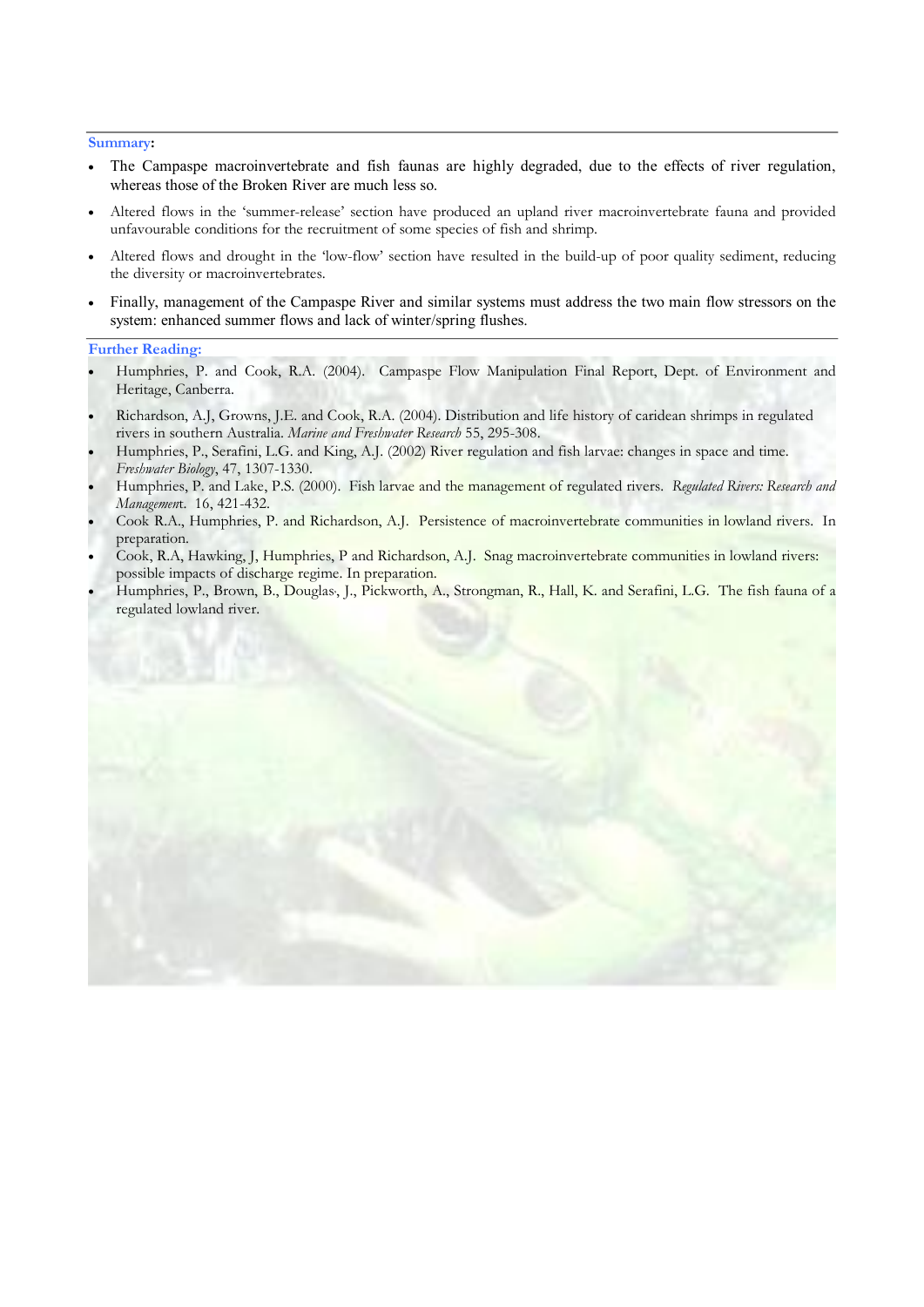**Summary:**

- The Campaspe macroinvertebrate and fish faunas are highly degraded, due to the effects of river regulation, whereas those of the Broken River are much less so.
- Altered flows in the 'summer-release' section have produced an upland river macroinvertebrate fauna and provided unfavourable conditions for the recruitment of some species of fish and shrimp.
- Altered flows and drought in the 'low-flow' section have resulted in the build-up of poor quality sediment, reducing the diversity or macroinvertebrates.
- Finally, management of the Campaspe River and similar systems must address the two main flow stressors on the system: enhanced summer flows and lack of winter/spring flushes.

**Further Reading:**

- Humphries, P. and Cook, R.A. (2004). Campaspe Flow Manipulation Final Report, Dept. of Environment and Heritage, Canberra.
- Richardson, A.J, Growns, J.E. and Cook, R.A. (2004). Distribution and life history of caridean shrimps in regulated rivers in southern Australia. *Marine and Freshwater Research* 55, 295-308.
- Humphries, P., Serafini, L.G. and King, A.J. (2002) River regulation and fish larvae: changes in space and time. *Freshwater Biology*, 47, 1307-1330.
- Humphries, P. and Lake, P.S. (2000). Fish larvae and the management of regulated rivers. *Regulated Rivers: Research and Managemen*t. 16, 421-432.
- Cook R.A., Humphries, P. and Richardson, A.J. Persistence of macroinvertebrate communities in lowland rivers. In preparation.
- Cook, R.A, Hawking, J, Humphries, P and Richardson, A.J. Snag macroinvertebrate communities in lowland rivers: possible impacts of discharge regime. In preparation.
- Humphries, P., Brown, B., Douglas, J., Pickworth, A., Strongman, R., Hall, K. and Serafini, L.G. The fish fauna of a regulated lowland river.